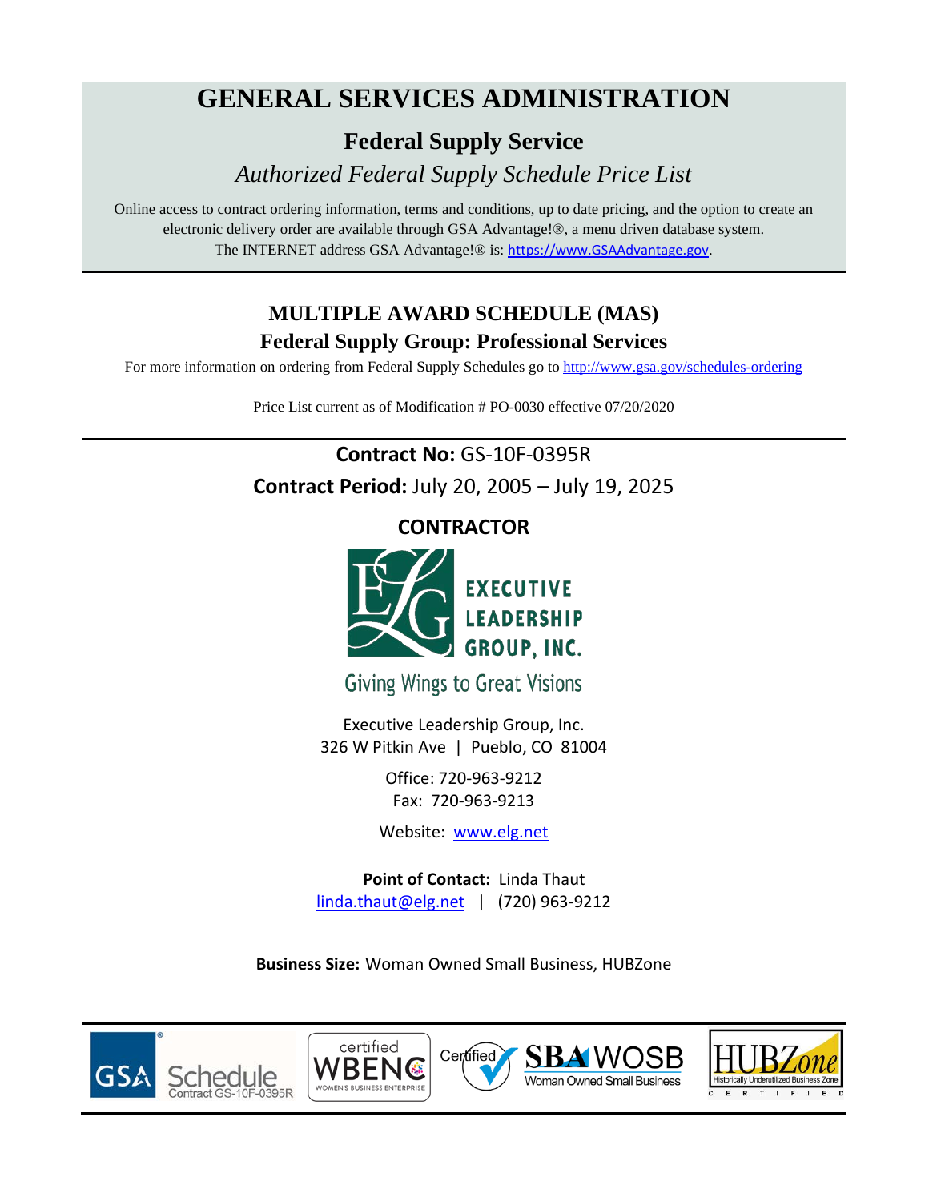# GENERAL SERVICES ADMINISTRATION

## Federal Supply Service

*Authorized Federal Supply Schedule Price List*

Online access to contract ordering information, terms and conditions, up to date pricing, and the option to create an electronic delivery order are available through GSA Advantage!®, a menu driven database system. The INTERNET address GSA Advantage!® is: https://www.GSAAdvantage.gov.

## MULTIPLE AWARD SCHEDULE (MAS)

## Federal Supply Group: Professional Services

For more information on ordering from Federal Supply Schedules go to http://www.gsa.gov/schedules-ordering

Price List current as of Modification # PO-0030 effective 07/20/2020

**Contract No:** GS-10F-0395R

**Contract Period:** July 20, 2005 – July 19, 2025

### CONTRACTOR

EXECUTIVE LEADERSHIP GROUP, INC.

Giving Wings to Great Visions

Executive Leadership Group, Inc.
326 W Pitkin Ave | Pueblo, CO 81004

Office: 720-963-9212
Fax: 720-963-9213

Website: www.elg.net

**Point of Contact:** Linda Thaut
linda.thaut@elg.net | (720) 963-9212

**Business Size:** Woman Owned Small Business, HUBZone

GSA Schedule Contract GS-10F-0395R | certified WBENC WOMEN'S BUSINESS ENTERPRISE | Certified SBA WOSB Woman Owned Small Business | HUBZone Historically Underutilized Business Zone CERTIFIED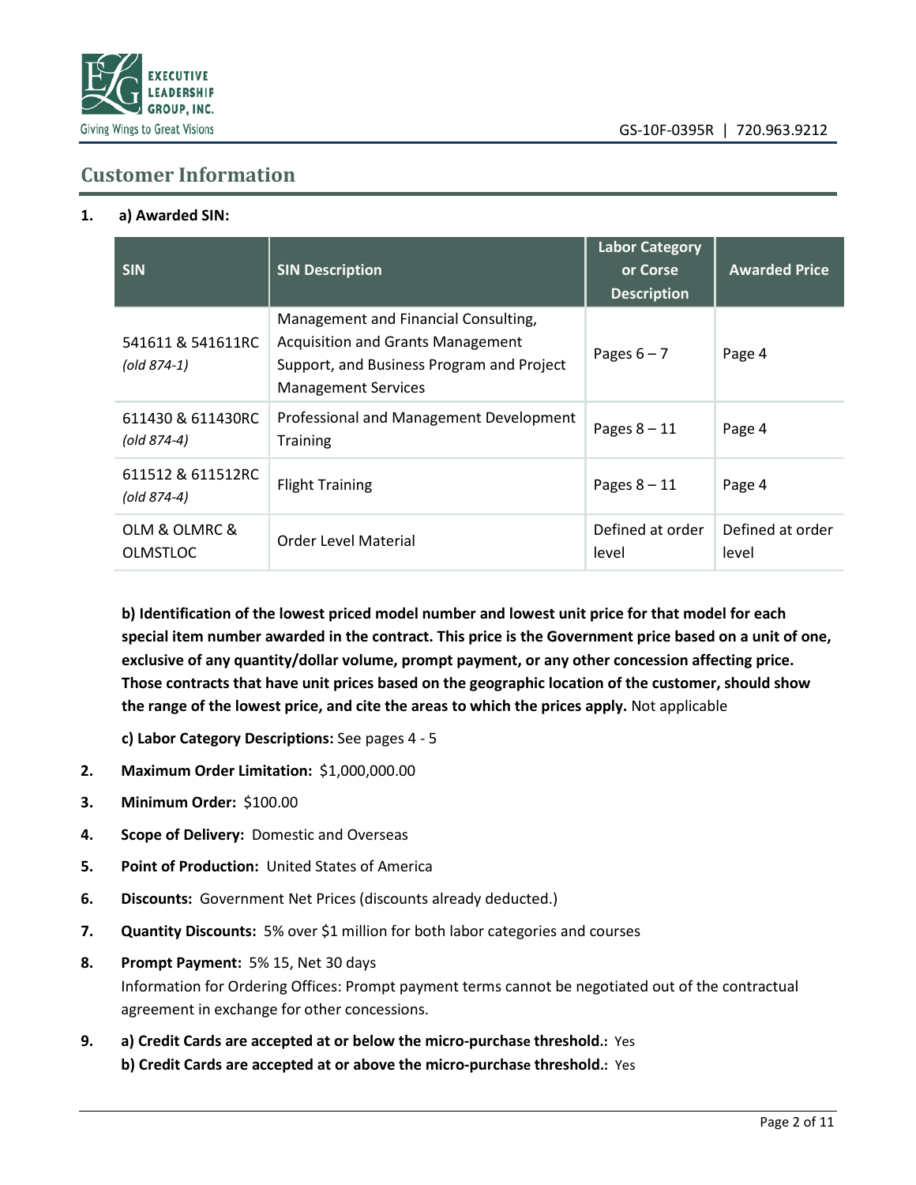## Customer Information

**1. a) Awarded SIN:**

| SIN | SIN Description | Labor Category or Corse Description | Awarded Price |
|---|---|---|---|
| 541611 & 541611RC *(old 874-1)* | Management and Financial Consulting, Acquisition and Grants Management Support, and Business Program and Project Management Services | Pages 6 – 7 | Page 4 |
| 611430 & 611430RC *(old 874-4)* | Professional and Management Development Training | Pages 8 – 11 | Page 4 |
| 611512 & 611512RC *(old 874-4)* | Flight Training | Pages 8 – 11 | Page 4 |
| OLM & OLMRC & OLMSTLOC | Order Level Material | Defined at order level | Defined at order level |

**b) Identification of the lowest priced model number and lowest unit price for that model for each special item number awarded in the contract. This price is the Government price based on a unit of one, exclusive of any quantity/dollar volume, prompt payment, or any other concession affecting price. Those contracts that have unit prices based on the geographic location of the customer, should show the range of the lowest price, and cite the areas to which the prices apply.** Not applicable

**c) Labor Category Descriptions:** See pages 4 - 5

2. **Maximum Order Limitation:** $1,000,000.00
3. **Minimum Order:** $100.00
4. **Scope of Delivery:** Domestic and Overseas
5. **Point of Production:** United States of America
6. **Discounts:** Government Net Prices (discounts already deducted.)
7. **Quantity Discounts:** 5% over $1 million for both labor categories and courses
8. **Prompt Payment:** 5% 15, Net 30 days
   Information for Ordering Offices: Prompt payment terms cannot be negotiated out of the contractual agreement in exchange for other concessions.
9. **a) Credit Cards are accepted at or below the micro-purchase threshold.:** Yes
   **b) Credit Cards are accepted at or above the micro-purchase threshold.:** Yes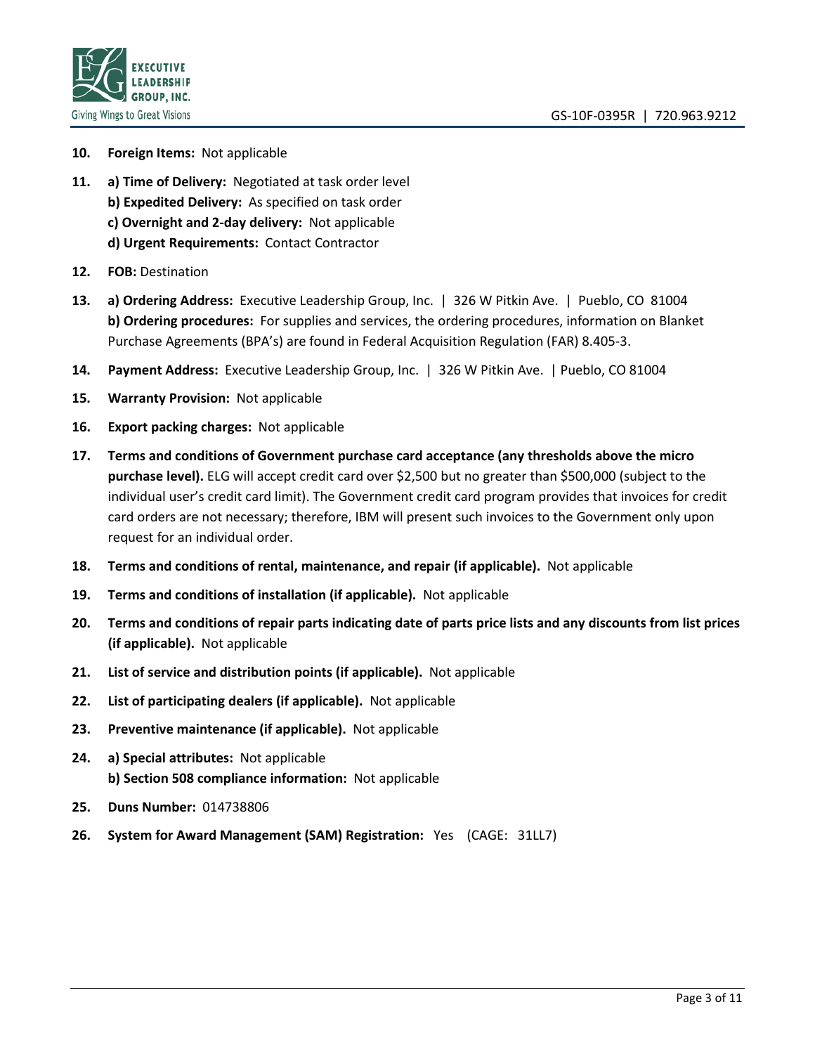10. **Foreign Items:** Not applicable

11. **a) Time of Delivery:** Negotiated at task order level
    **b) Expedited Delivery:** As specified on task order
    **c) Overnight and 2-day delivery:** Not applicable
    **d) Urgent Requirements:** Contact Contractor

12. **FOB:** Destination

13. **a) Ordering Address:** Executive Leadership Group, Inc. | 326 W Pitkin Ave. | Pueblo, CO 81004
    **b) Ordering procedures:** For supplies and services, the ordering procedures, information on Blanket Purchase Agreements (BPA's) are found in Federal Acquisition Regulation (FAR) 8.405-3.

14. **Payment Address:** Executive Leadership Group, Inc. | 326 W Pitkin Ave. | Pueblo, CO 81004

15. **Warranty Provision:** Not applicable

16. **Export packing charges:** Not applicable

17. **Terms and conditions of Government purchase card acceptance (any thresholds above the micro purchase level).** ELG will accept credit card over $2,500 but no greater than $500,000 (subject to the individual user's credit card limit). The Government credit card program provides that invoices for credit card orders are not necessary; therefore, IBM will present such invoices to the Government only upon request for an individual order.

18. **Terms and conditions of rental, maintenance, and repair (if applicable).** Not applicable

19. **Terms and conditions of installation (if applicable).** Not applicable

20. **Terms and conditions of repair parts indicating date of parts price lists and any discounts from list prices (if applicable).** Not applicable

21. **List of service and distribution points (if applicable).** Not applicable

22. **List of participating dealers (if applicable).** Not applicable

23. **Preventive maintenance (if applicable).** Not applicable

24. **a) Special attributes:** Not applicable
    **b) Section 508 compliance information:** Not applicable

25. **Duns Number:** 014738806

26. **System for Award Management (SAM) Registration:** Yes (CAGE: 31LL7)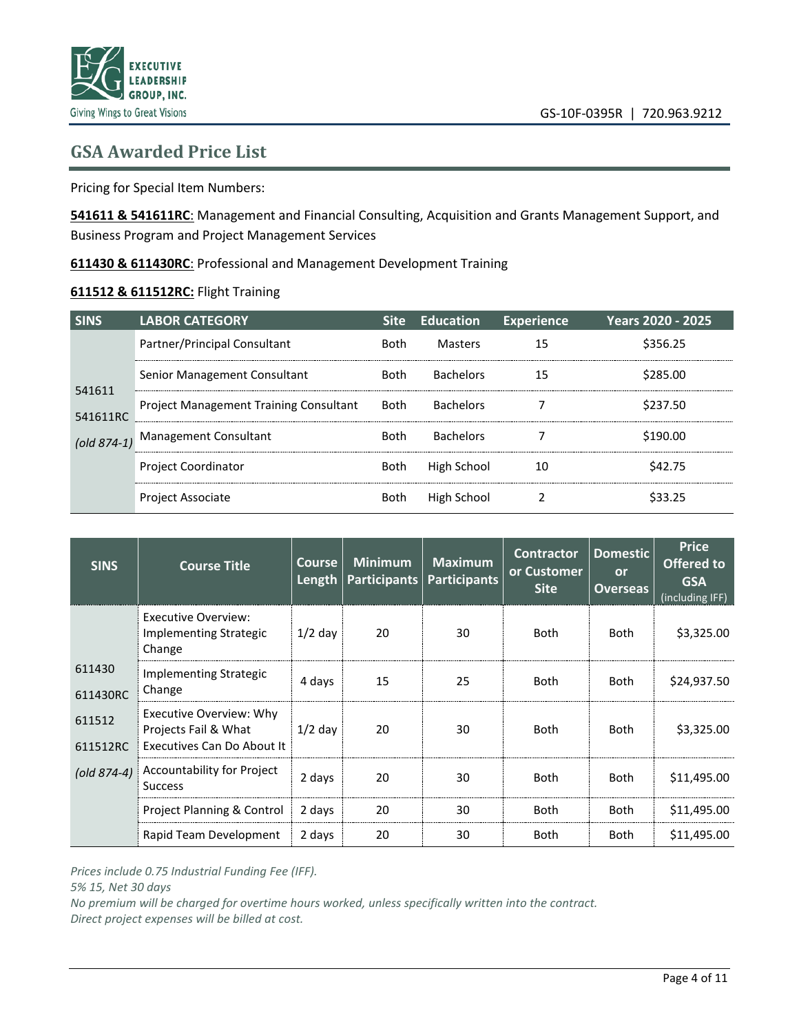## GSA Awarded Price List

Pricing for Special Item Numbers:

**541611 & 541611RC**: Management and Financial Consulting, Acquisition and Grants Management Support, and Business Program and Project Management Services

**611430 & 611430RC**: Professional and Management Development Training

**611512 & 611512RC:** Flight Training

| SINS | LABOR CATEGORY | Site | Education | Experience | Years 2020 - 2025 |
|---|---|---|---|---|---|
| 541611<br>541611RC<br>*(old 874-1)* | Partner/Principal Consultant | Both | Masters | 15 | $356.25 |
| | Senior Management Consultant | Both | Bachelors | 15 | $285.00 |
| | Project Management Training Consultant | Both | Bachelors | 7 | $237.50 |
| | Management Consultant | Both | Bachelors | 7 | $190.00 |
| | Project Coordinator | Both | High School | 10 | $42.75 |
| | Project Associate | Both | High School | 2 | $33.25 |

| SINS | Course Title | Course Length | Minimum Participants | Maximum Participants | Contractor or Customer Site | Domestic or Overseas | Price Offered to GSA (including IFF) |
|---|---|---|---|---|---|---|---|
| 611430<br>611430RC<br>611512<br>611512RC<br>*(old 874-4)* | Executive Overview: Implementing Strategic Change | 1/2 day | 20 | 30 | Both | Both | $3,325.00 |
| | Implementing Strategic Change | 4 days | 15 | 25 | Both | Both | $24,937.50 |
| | Executive Overview: Why Projects Fail & What Executives Can Do About It | 1/2 day | 20 | 30 | Both | Both | $3,325.00 |
| | Accountability for Project Success | 2 days | 20 | 30 | Both | Both | $11,495.00 |
| | Project Planning & Control | 2 days | 20 | 30 | Both | Both | $11,495.00 |
| | Rapid Team Development | 2 days | 20 | 30 | Both | Both | $11,495.00 |

*Prices include 0.75 Industrial Funding Fee (IFF).*
*5% 15, Net 30 days*
*No premium will be charged for overtime hours worked, unless specifically written into the contract.*
*Direct project expenses will be billed at cost.*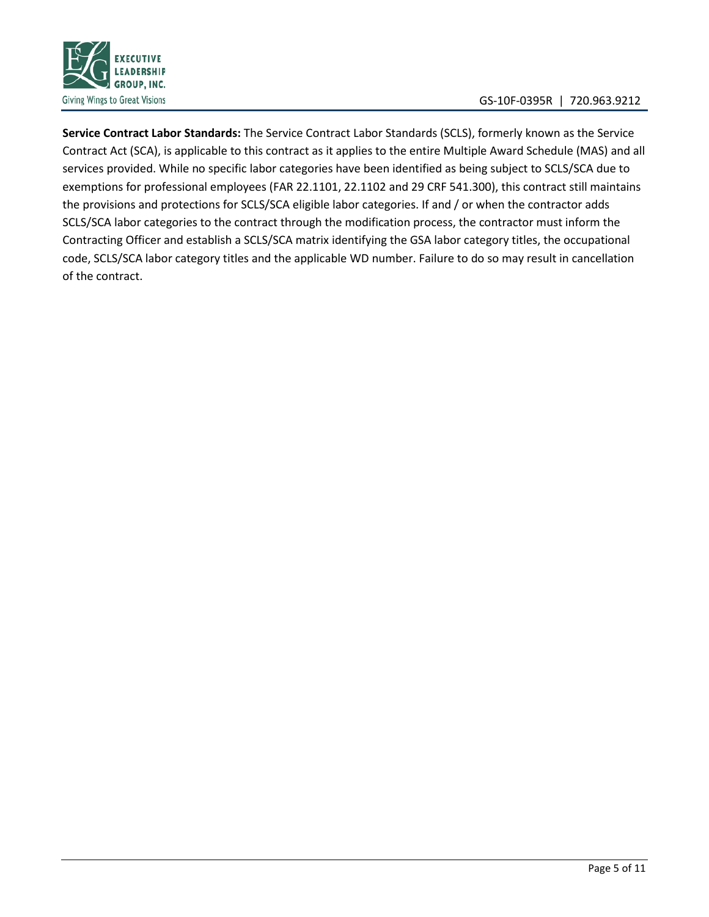**Service Contract Labor Standards:** The Service Contract Labor Standards (SCLS), formerly known as the Service Contract Act (SCA), is applicable to this contract as it applies to the entire Multiple Award Schedule (MAS) and all services provided. While no specific labor categories have been identified as being subject to SCLS/SCA due to exemptions for professional employees (FAR 22.1101, 22.1102 and 29 CRF 541.300), this contract still maintains the provisions and protections for SCLS/SCA eligible labor categories. If and / or when the contractor adds SCLS/SCA labor categories to the contract through the modification process, the contractor must inform the Contracting Officer and establish a SCLS/SCA matrix identifying the GSA labor category titles, the occupational code, SCLS/SCA labor category titles and the applicable WD number. Failure to do so may result in cancellation of the contract.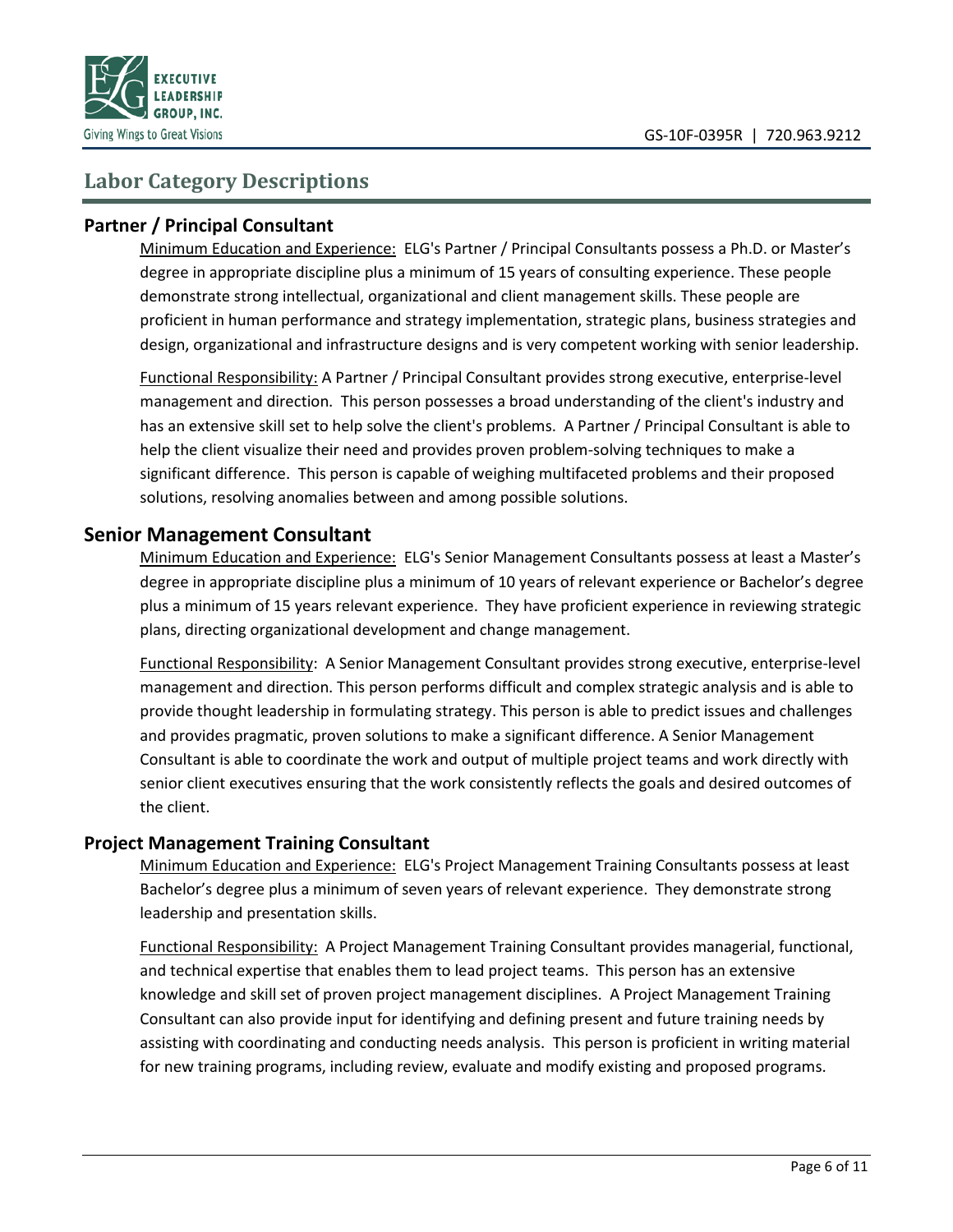## Labor Category Descriptions

### Partner / Principal Consultant

Minimum Education and Experience: ELG's Partner / Principal Consultants possess a Ph.D. or Master's degree in appropriate discipline plus a minimum of 15 years of consulting experience. These people demonstrate strong intellectual, organizational and client management skills. These people are proficient in human performance and strategy implementation, strategic plans, business strategies and design, organizational and infrastructure designs and is very competent working with senior leadership.

Functional Responsibility: A Partner / Principal Consultant provides strong executive, enterprise-level management and direction. This person possesses a broad understanding of the client's industry and has an extensive skill set to help solve the client's problems. A Partner / Principal Consultant is able to help the client visualize their need and provides proven problem-solving techniques to make a significant difference. This person is capable of weighing multifaceted problems and their proposed solutions, resolving anomalies between and among possible solutions.

### Senior Management Consultant

Minimum Education and Experience: ELG's Senior Management Consultants possess at least a Master's degree in appropriate discipline plus a minimum of 10 years of relevant experience or Bachelor's degree plus a minimum of 15 years relevant experience. They have proficient experience in reviewing strategic plans, directing organizational development and change management.

Functional Responsibility: A Senior Management Consultant provides strong executive, enterprise-level management and direction. This person performs difficult and complex strategic analysis and is able to provide thought leadership in formulating strategy. This person is able to predict issues and challenges and provides pragmatic, proven solutions to make a significant difference. A Senior Management Consultant is able to coordinate the work and output of multiple project teams and work directly with senior client executives ensuring that the work consistently reflects the goals and desired outcomes of the client.

### Project Management Training Consultant

Minimum Education and Experience: ELG's Project Management Training Consultants possess at least Bachelor's degree plus a minimum of seven years of relevant experience. They demonstrate strong leadership and presentation skills.

Functional Responsibility: A Project Management Training Consultant provides managerial, functional, and technical expertise that enables them to lead project teams. This person has an extensive knowledge and skill set of proven project management disciplines. A Project Management Training Consultant can also provide input for identifying and defining present and future training needs by assisting with coordinating and conducting needs analysis. This person is proficient in writing material for new training programs, including review, evaluate and modify existing and proposed programs.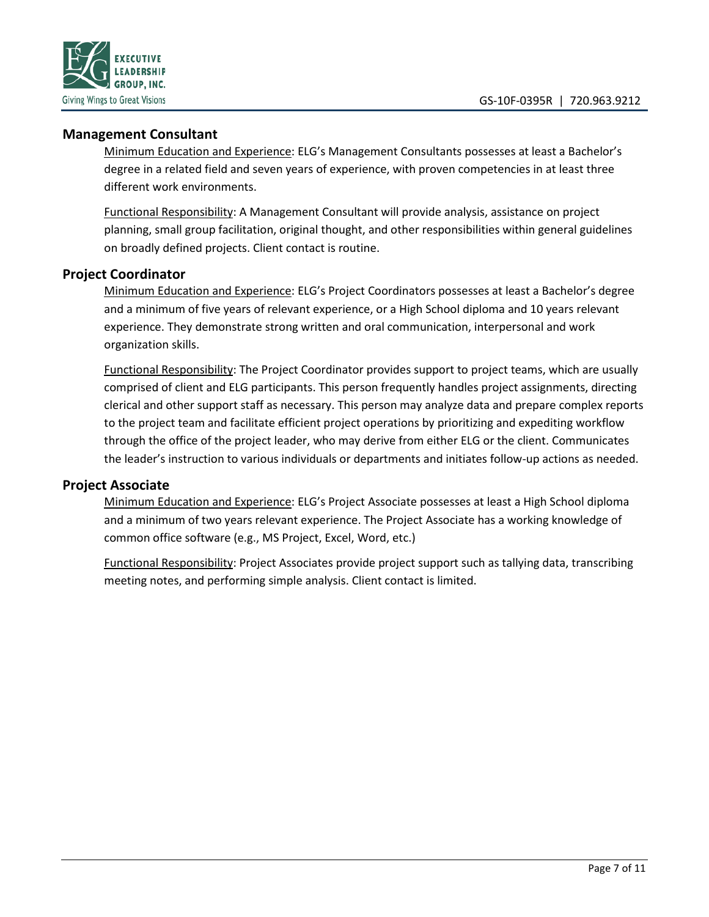## Management Consultant

Minimum Education and Experience: ELG's Management Consultants possesses at least a Bachelor's degree in a related field and seven years of experience, with proven competencies in at least three different work environments.

Functional Responsibility: A Management Consultant will provide analysis, assistance on project planning, small group facilitation, original thought, and other responsibilities within general guidelines on broadly defined projects. Client contact is routine.

## Project Coordinator

Minimum Education and Experience: ELG's Project Coordinators possesses at least a Bachelor's degree and a minimum of five years of relevant experience, or a High School diploma and 10 years relevant experience. They demonstrate strong written and oral communication, interpersonal and work organization skills.

Functional Responsibility: The Project Coordinator provides support to project teams, which are usually comprised of client and ELG participants. This person frequently handles project assignments, directing clerical and other support staff as necessary. This person may analyze data and prepare complex reports to the project team and facilitate efficient project operations by prioritizing and expediting workflow through the office of the project leader, who may derive from either ELG or the client. Communicates the leader's instruction to various individuals or departments and initiates follow-up actions as needed.

## Project Associate

Minimum Education and Experience: ELG's Project Associate possesses at least a High School diploma and a minimum of two years relevant experience. The Project Associate has a working knowledge of common office software (e.g., MS Project, Excel, Word, etc.)

Functional Responsibility: Project Associates provide project support such as tallying data, transcribing meeting notes, and performing simple analysis. Client contact is limited.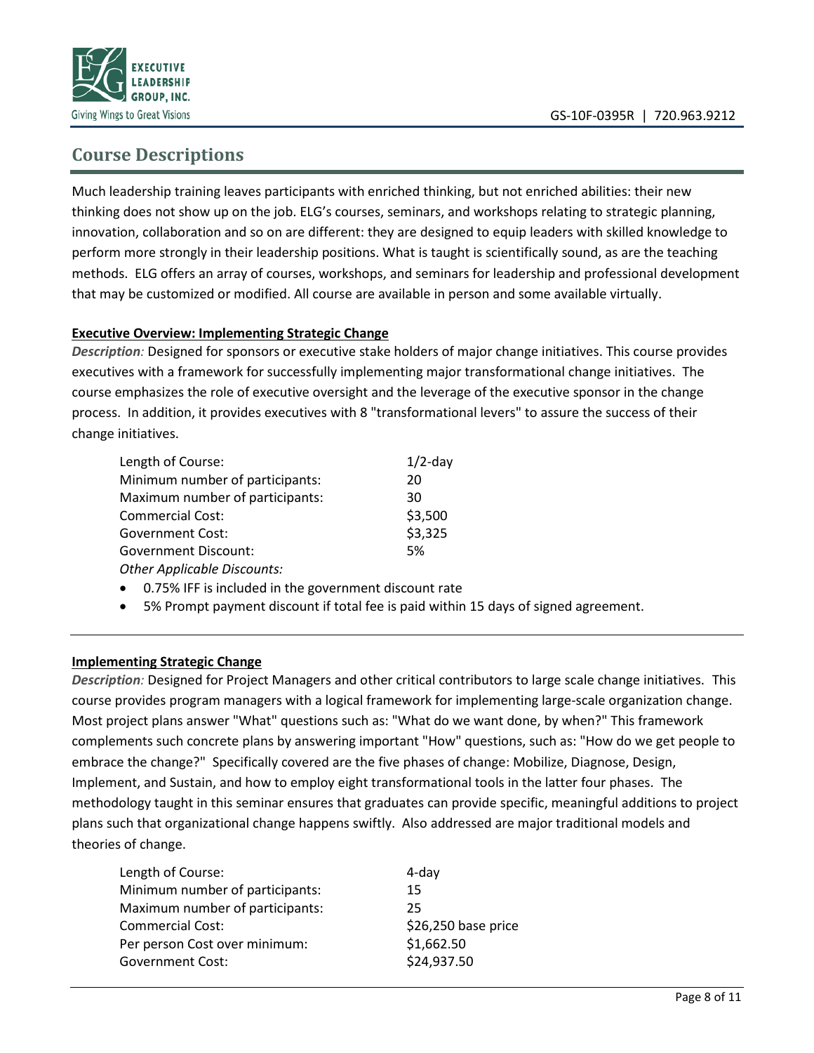## Course Descriptions

Much leadership training leaves participants with enriched thinking, but not enriched abilities: their new thinking does not show up on the job. ELG's courses, seminars, and workshops relating to strategic planning, innovation, collaboration and so on are different: they are designed to equip leaders with skilled knowledge to perform more strongly in their leadership positions. What is taught is scientifically sound, as are the teaching methods. ELG offers an array of courses, workshops, and seminars for leadership and professional development that may be customized or modified. All course are available in person and some available virtually.

**Executive Overview: Implementing Strategic Change**

***Description:*** Designed for sponsors or executive stake holders of major change initiatives. This course provides executives with a framework for successfully implementing major transformational change initiatives. The course emphasizes the role of executive oversight and the leverage of the executive sponsor in the change process. In addition, it provides executives with 8 "transformational levers" to assure the success of their change initiatives.

| | |
|---|---|
| Length of Course: | 1/2-day |
| Minimum number of participants: | 20 |
| Maximum number of participants: | 30 |
| Commercial Cost: | $3,500 |
| Government Cost: | $3,325 |
| Government Discount: | 5% |

*Other Applicable Discounts:*

- 0.75% IFF is included in the government discount rate
- 5% Prompt payment discount if total fee is paid within 15 days of signed agreement.

---

**Implementing Strategic Change**

***Description:*** Designed for Project Managers and other critical contributors to large scale change initiatives. This course provides program managers with a logical framework for implementing large-scale organization change. Most project plans answer "What" questions such as: "What do we want done, by when?" This framework complements such concrete plans by answering important "How" questions, such as: "How do we get people to embrace the change?" Specifically covered are the five phases of change: Mobilize, Diagnose, Design, Implement, and Sustain, and how to employ eight transformational tools in the latter four phases. The methodology taught in this seminar ensures that graduates can provide specific, meaningful additions to project plans such that organizational change happens swiftly. Also addressed are major traditional models and theories of change.

| | |
|---|---|
| Length of Course: | 4-day |
| Minimum number of participants: | 15 |
| Maximum number of participants: | 25 |
| Commercial Cost: | $26,250 base price |
| Per person Cost over minimum: | $1,662.50 |
| Government Cost: | $24,937.50 |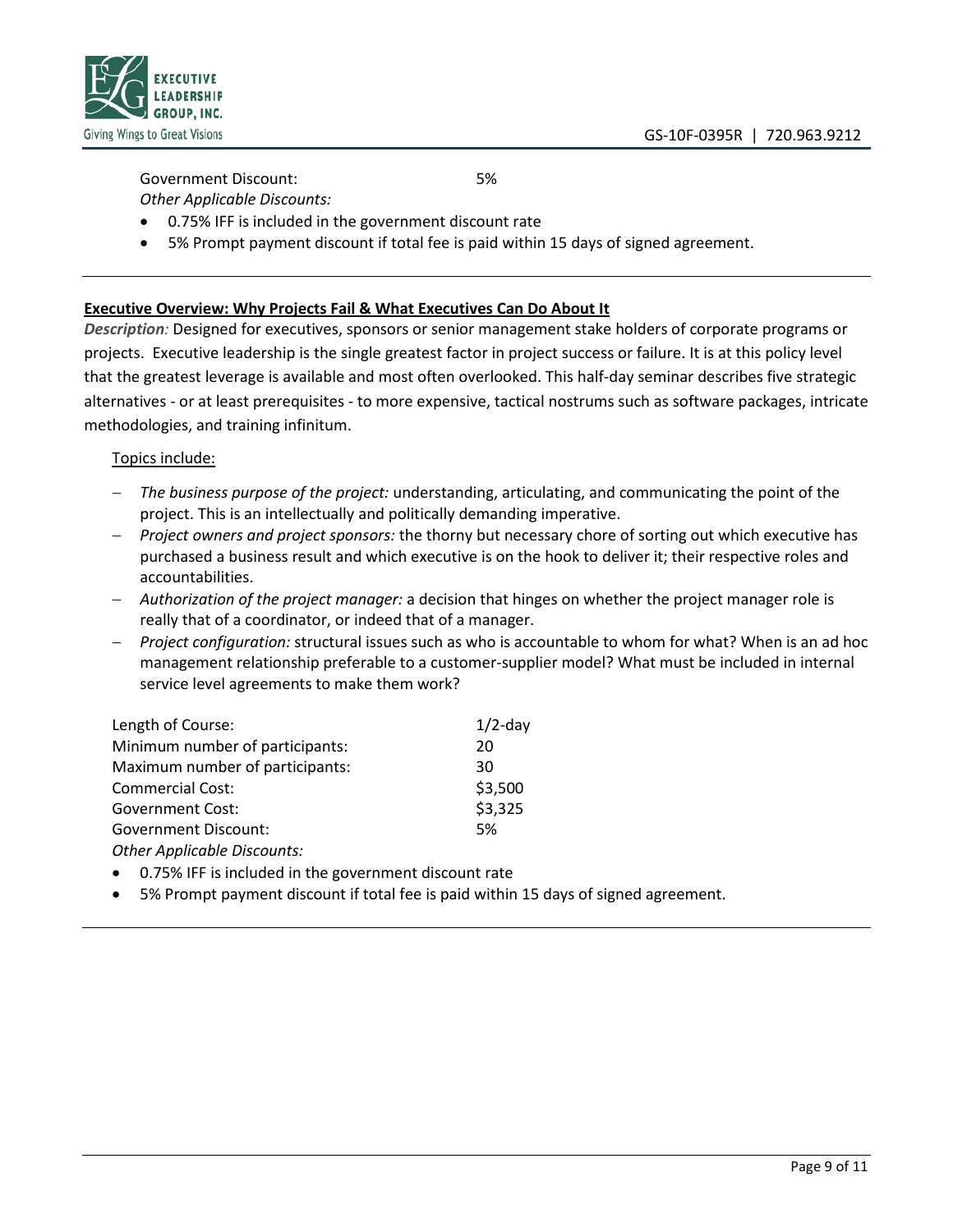Government Discount: 5%

*Other Applicable Discounts:*

- 0.75% IFF is included in the government discount rate
- 5% Prompt payment discount if total fee is paid within 15 days of signed agreement.

---

**Executive Overview: Why Projects Fail & What Executives Can Do About It**

***Description**:* Designed for executives, sponsors or senior management stake holders of corporate programs or projects. Executive leadership is the single greatest factor in project success or failure. It is at this policy level that the greatest leverage is available and most often overlooked. This half-day seminar describes five strategic alternatives - or at least prerequisites - to more expensive, tactical nostrums such as software packages, intricate methodologies, and training infinitum.

Topics include:

- *The business purpose of the project:* understanding, articulating, and communicating the point of the project. This is an intellectually and politically demanding imperative.
- *Project owners and project sponsors:* the thorny but necessary chore of sorting out which executive has purchased a business result and which executive is on the hook to deliver it; their respective roles and accountabilities.
- *Authorization of the project manager:* a decision that hinges on whether the project manager role is really that of a coordinator, or indeed that of a manager.
- *Project configuration:* structural issues such as who is accountable to whom for what? When is an ad hoc management relationship preferable to a customer-supplier model? What must be included in internal service level agreements to make them work?

| | |
|---|---|
| Length of Course: | 1/2-day |
| Minimum number of participants: | 20 |
| Maximum number of participants: | 30 |
| Commercial Cost: | $3,500 |
| Government Cost: | $3,325 |
| Government Discount: | 5% |

*Other Applicable Discounts:*

- 0.75% IFF is included in the government discount rate
- 5% Prompt payment discount if total fee is paid within 15 days of signed agreement.

---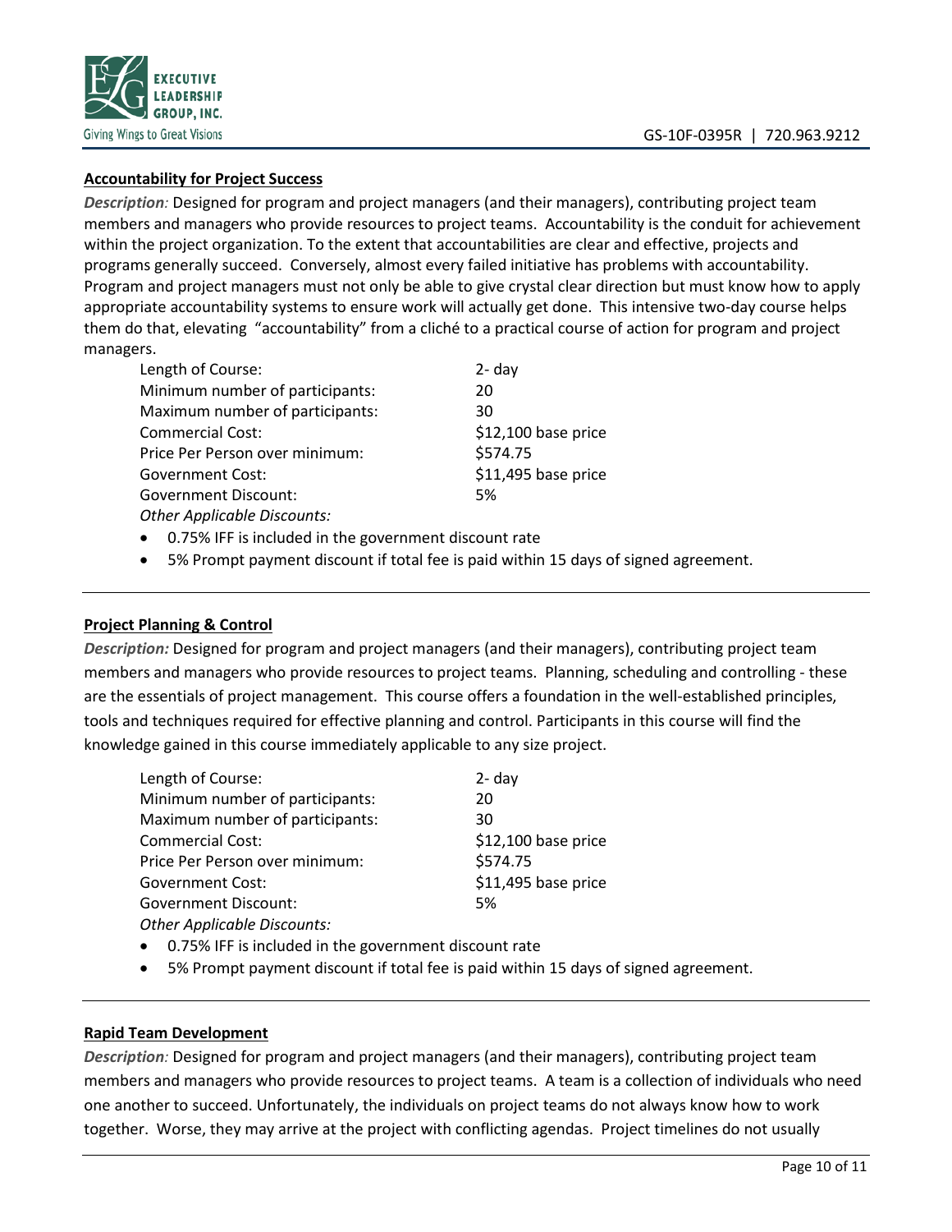**Accountability for Project Success**

***Description**:* Designed for program and project managers (and their managers), contributing project team members and managers who provide resources to project teams. Accountability is the conduit for achievement within the project organization. To the extent that accountabilities are clear and effective, projects and programs generally succeed. Conversely, almost every failed initiative has problems with accountability. Program and project managers must not only be able to give crystal clear direction but must know how to apply appropriate accountability systems to ensure work will actually get done. This intensive two-day course helps them do that, elevating "accountability" from a cliché to a practical course of action for program and project managers.

| | |
|---|---|
| Length of Course: | 2- day |
| Minimum number of participants: | 20 |
| Maximum number of participants: | 30 |
| Commercial Cost: | $12,100 base price |
| Price Per Person over minimum: | $574.75 |
| Government Cost: | $11,495 base price |
| Government Discount: | 5% |

*Other Applicable Discounts:*

- 0.75% IFF is included in the government discount rate
- 5% Prompt payment discount if total fee is paid within 15 days of signed agreement.

---

**Project Planning & Control**

***Description:*** Designed for program and project managers (and their managers), contributing project team members and managers who provide resources to project teams. Planning, scheduling and controlling - these are the essentials of project management. This course offers a foundation in the well-established principles, tools and techniques required for effective planning and control. Participants in this course will find the knowledge gained in this course immediately applicable to any size project.

| | |
|---|---|
| Length of Course: | 2- day |
| Minimum number of participants: | 20 |
| Maximum number of participants: | 30 |
| Commercial Cost: | $12,100 base price |
| Price Per Person over minimum: | $574.75 |
| Government Cost: | $11,495 base price |
| Government Discount: | 5% |

*Other Applicable Discounts:*

- 0.75% IFF is included in the government discount rate
- 5% Prompt payment discount if total fee is paid within 15 days of signed agreement.

---

**Rapid Team Development**

***Description**:* Designed for program and project managers (and their managers), contributing project team members and managers who provide resources to project teams. A team is a collection of individuals who need one another to succeed. Unfortunately, the individuals on project teams do not always know how to work together. Worse, they may arrive at the project with conflicting agendas. Project timelines do not usually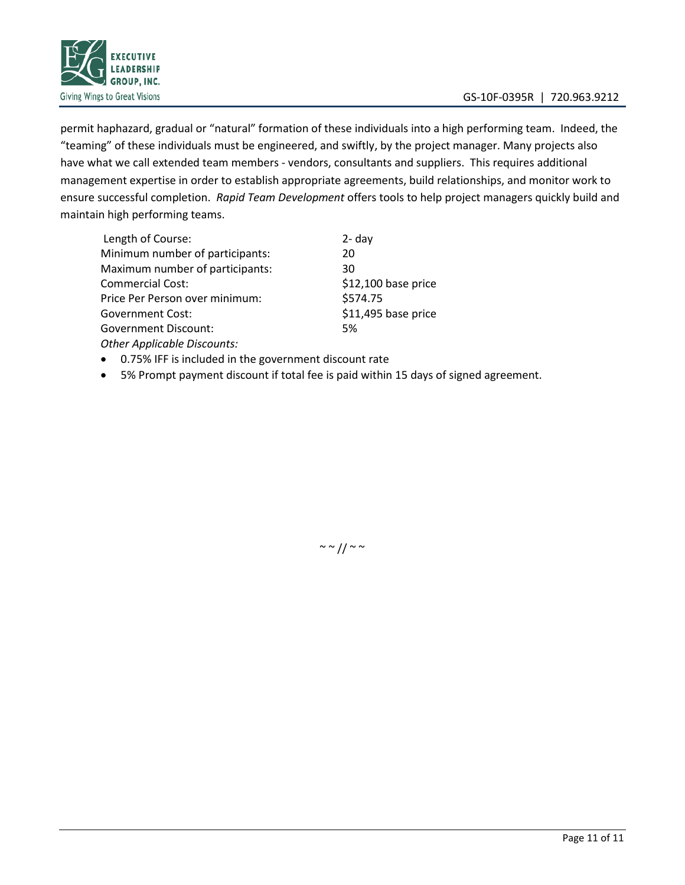permit haphazard, gradual or "natural" formation of these individuals into a high performing team. Indeed, the "teaming" of these individuals must be engineered, and swiftly, by the project manager. Many projects also have what we call extended team members - vendors, consultants and suppliers. This requires additional management expertise in order to establish appropriate agreements, build relationships, and monitor work to ensure successful completion. *Rapid Team Development* offers tools to help project managers quickly build and maintain high performing teams.

| | |
|---|---|
| Length of Course: | 2- day |
| Minimum number of participants: | 20 |
| Maximum number of participants: | 30 |
| Commercial Cost: | $12,100 base price |
| Price Per Person over minimum: | $574.75 |
| Government Cost: | $11,495 base price |
| Government Discount: | 5% |

*Other Applicable Discounts:*

- 0.75% IFF is included in the government discount rate
- 5% Prompt payment discount if total fee is paid within 15 days of signed agreement.

~ ~ // ~ ~